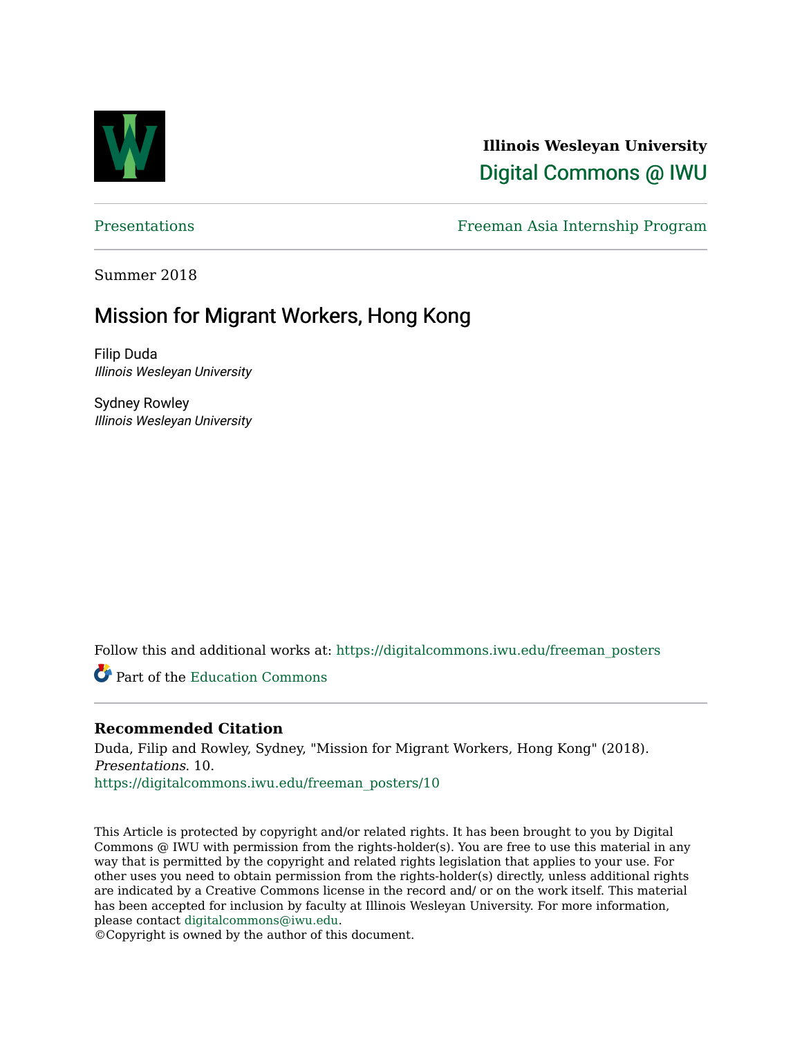**Illinois Wesleyan University**

Digital Commons @ IWU

Presentations | Freeman Asia Internship Program

Summer 2018

# Mission for Migrant Workers, Hong Kong

Filip Duda
*Illinois Wesleyan University*

Sydney Rowley
*Illinois Wesleyan University*

Follow this and additional works at: https://digitalcommons.iwu.edu/freeman_posters

Part of the Education Commons

## Recommended Citation

Duda, Filip and Rowley, Sydney, "Mission for Migrant Workers, Hong Kong" (2018). *Presentations*. 10.
https://digitalcommons.iwu.edu/freeman_posters/10

This Article is protected by copyright and/or related rights. It has been brought to you by Digital Commons @ IWU with permission from the rights-holder(s). You are free to use this material in any way that is permitted by the copyright and related rights legislation that applies to your use. For other uses you need to obtain permission from the rights-holder(s) directly, unless additional rights are indicated by a Creative Commons license in the record and/ or on the work itself. This material has been accepted for inclusion by faculty at Illinois Wesleyan University. For more information, please contact digitalcommons@iwu.edu.
©Copyright is owned by the author of this document.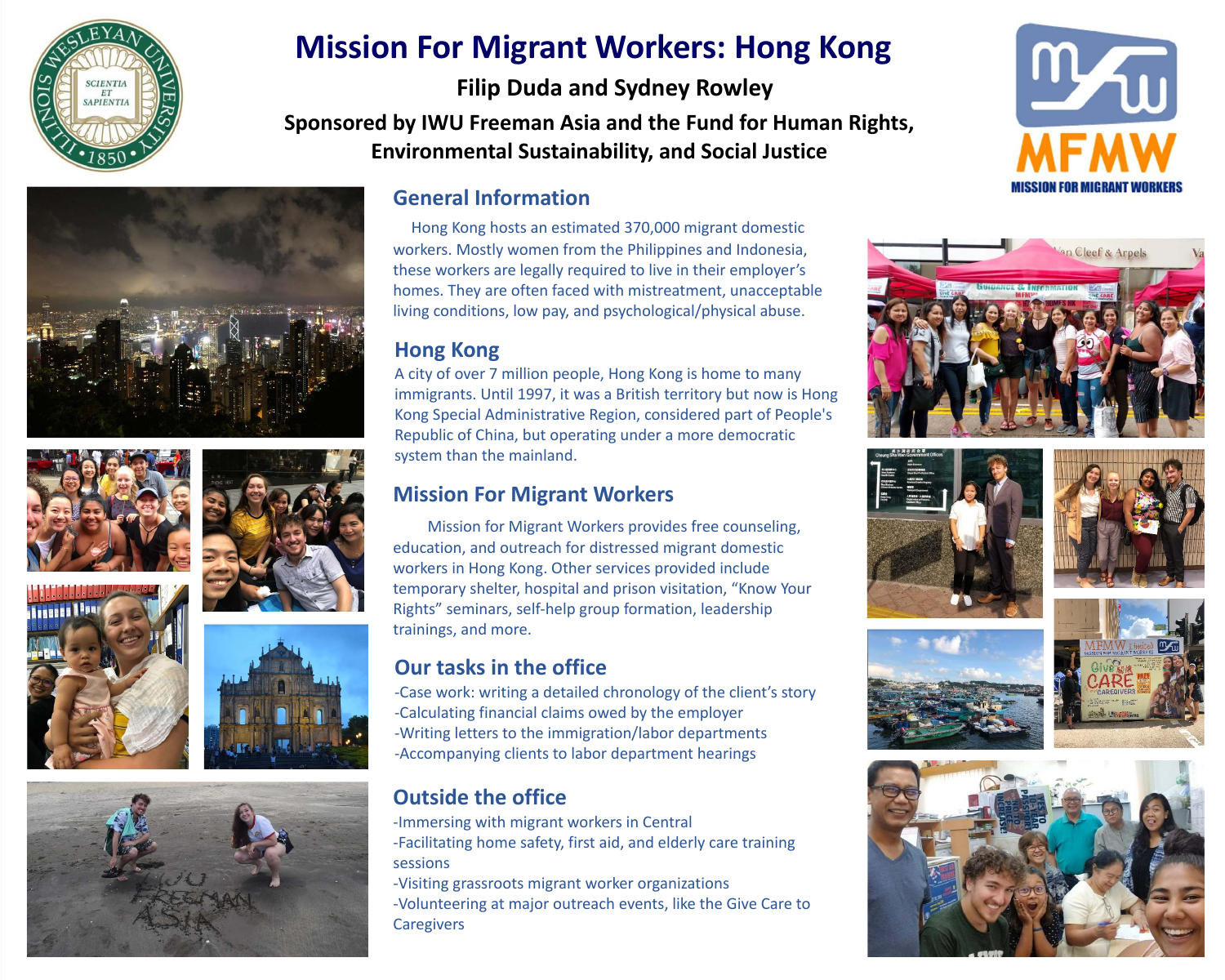# Mission For Migrant Workers: Hong Kong

**Filip Duda and Sydney Rowley**

**Sponsored by IWU Freeman Asia and the Fund for Human Rights, Environmental Sustainability, and Social Justice**

## General Information

Hong Kong hosts an estimated 370,000 migrant domestic workers. Mostly women from the Philippines and Indonesia, these workers are legally required to live in their employer's homes. They are often faced with mistreatment, unacceptable living conditions, low pay, and psychological/physical abuse.

## Hong Kong

A city of over 7 million people, Hong Kong is home to many immigrants. Until 1997, it was a British territory but now is Hong Kong Special Administrative Region, considered part of People's Republic of China, but operating under a more democratic system than the mainland.

## Mission For Migrant Workers

Mission for Migrant Workers provides free counseling, education, and outreach for distressed migrant domestic workers in Hong Kong. Other services provided include temporary shelter, hospital and prison visitation, "Know Your Rights" seminars, self-help group formation, leadership trainings, and more.

## Our tasks in the office

-Case work: writing a detailed chronology of the client's story
-Calculating financial claims owed by the employer
-Writing letters to the immigration/labor departments
-Accompanying clients to labor department hearings

## Outside the office

-Immersing with migrant workers in Central
-Facilitating home safety, first aid, and elderly care training sessions
-Visiting grassroots migrant worker organizations
-Volunteering at major outreach events, like the Give Care to Caregivers